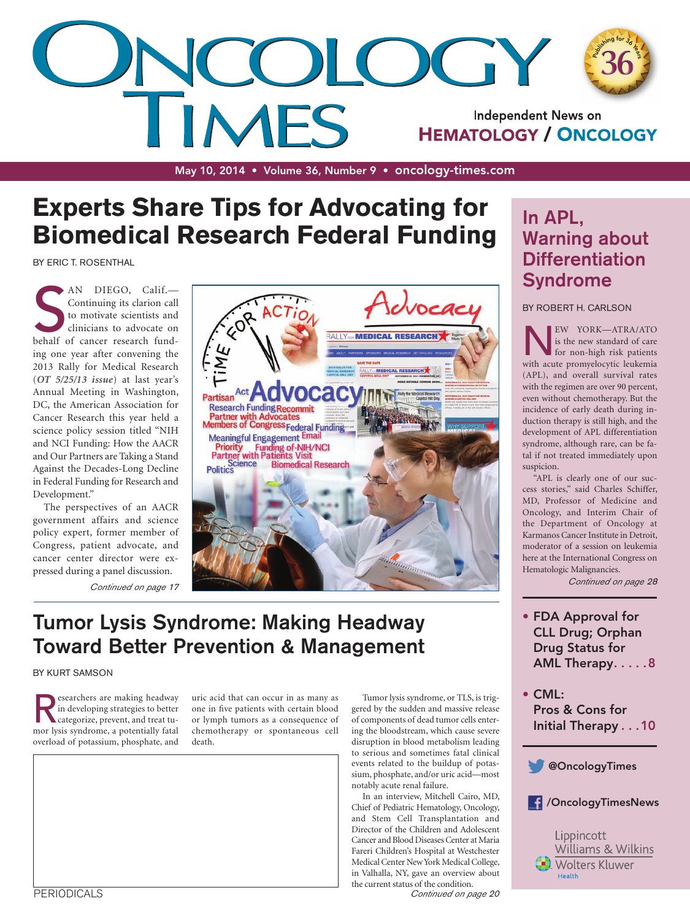# Oncology Times

Independent News on HEMATOLOGY / ONCOLOGY

May 10, 2014 • Volume 36, Number 9 • oncology-times.com

## Experts Share Tips for Advocating for Biomedical Research Federal Funding

BY ERIC T. ROSENTHAL

SAN DIEGO, Calif.—Continuing its clarion call to motivate scientists and clinicians to advocate on behalf of cancer research funding one year after convening the 2013 Rally for Medical Research (***OT 5/25/13 issue***) at last year's Annual Meeting in Washington, DC, the American Association for Cancer Research this year held a science policy session titled "NIH and NCI Funding: How the AACR and Our Partners are Taking a Stand Against the Decades-Long Decline in Federal Funding for Research and Development."

The perspectives of an AACR government affairs and science policy expert, former member of Congress, patient advocate, and cancer center director were expressed during a panel discussion.

*Continued on page 17*

## In APL, Warning about Differentiation Syndrome

BY ROBERT H. CARLSON

NEW YORK—ATRA/ATO is the new standard of care for non-high risk patients with acute promyelocytic leukemia (APL), and overall survival rates with the regimen are over 90 percent, even without chemotherapy. But the incidence of early death during induction therapy is still high, and the development of APL differentiation syndrome, although rare, can be fatal if not treated immediately upon suspicion.

"APL is clearly one of our success stories," said Charles Schiffer, MD, Professor of Medicine and Oncology, and Interim Chair of the Department of Oncology at Karmanos Cancer Institute in Detroit, moderator of a session on leukemia here at the International Congress on Hematologic Malignancies.

*Continued on page 28*

## Tumor Lysis Syndrome: Making Headway Toward Better Prevention & Management

BY KURT SAMSON

Researchers are making headway in developing strategies to better categorize, prevent, and treat tumor lysis syndrome, a potentially fatal overload of potassium, phosphate, and uric acid that can occur in as many as one in five patients with certain blood or lymph tumors as a consequence of chemotherapy or spontaneous cell death.

Tumor lysis syndrome, or TLS, is triggered by the sudden and massive release of components of dead tumor cells entering the bloodstream, which cause severe disruption in blood metabolism leading to serious and sometimes fatal clinical events related to the buildup of potassium, phosphate, and/or uric acid—most notably acute renal failure.

In an interview, Mitchell Cairo, MD, Chief of Pediatric Hematology, Oncology, and Stem Cell Transplantation and Director of the Children and Adolescent Cancer and Blood Diseases Center at Maria Fareri Children's Hospital at Westchester Medical Center New York Medical College, in Valhalla, NY, gave an overview about the current status of the condition.

*Continued on page 20*

- FDA Approval for CLL Drug; Orphan Drug Status for AML Therapy . . . . 8
- CML: Pros & Cons for Initial Therapy . . . 10

@OncologyTimes

/OncologyTimesNews

PERIODICALS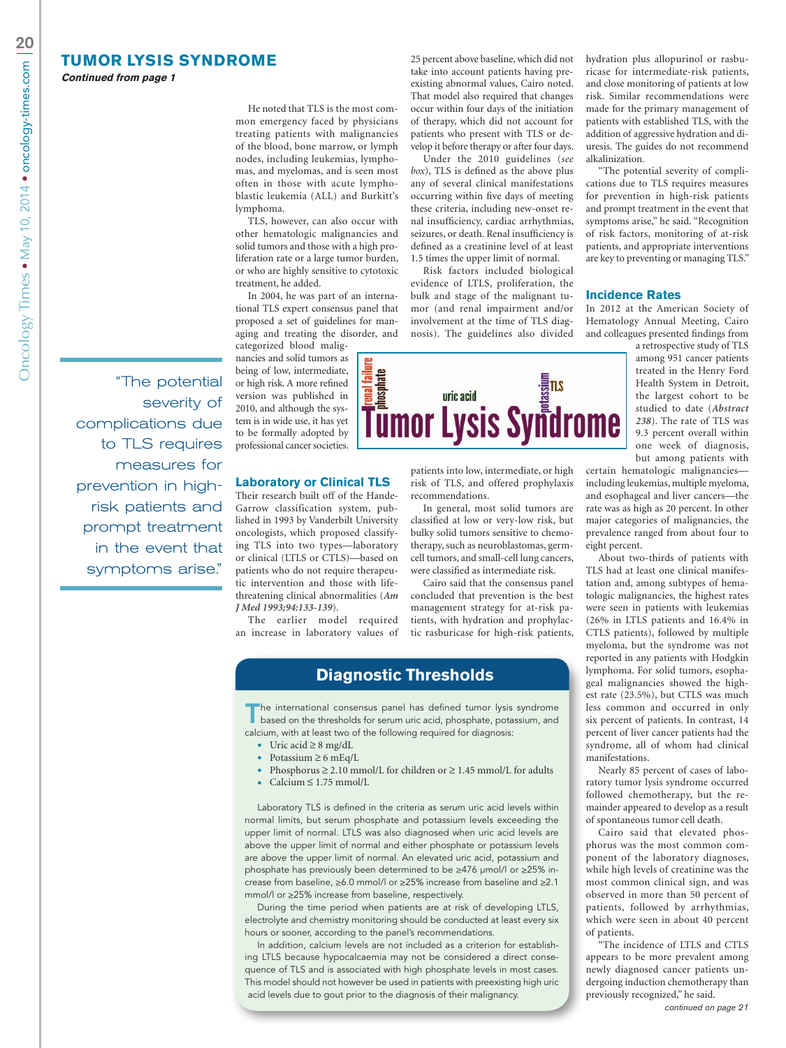## TUMOR LYSIS SYNDROME

*Continued from page 1*

He noted that TLS is the most common emergency faced by physicians treating patients with malignancies of the blood, bone marrow, or lymph nodes, including leukemias, lymphomas, and myelomas, and is seen most often in those with acute lymphoblastic leukemia (ALL) and Burkitt's lymphoma.

TLS, however, can also occur with other hematologic malignancies and solid tumors and those with a high proliferation rate or a large tumor burden, or who are highly sensitive to cytotoxic treatment, he added.

In 2004, he was part of an international TLS expert consensus panel that proposed a set of guidelines for managing and treating the disorder, and categorized blood malignancies and solid tumors as being of low, intermediate, or high risk. A more refined version was published in 2010, and although the system is in wide use, it has yet to be formally adopted by professional cancer societies.

> "The potential severity of complications due to TLS requires measures for prevention in high-risk patients and prompt treatment in the event that symptoms arise."

### Laboratory or Clinical TLS

Their research built off of the Hande-Garrow classification system, published in 1993 by Vanderbilt University oncologists, which proposed classifying TLS into two types—laboratory or clinical (LTLS or CTLS)—based on patients who do not require therapeutic intervention and those with life-threatening clinical abnormalities (*Am J Med 1993;94:133-139*).

The earlier model required an increase in laboratory values of 25 percent above baseline, which did not take into account patients having preexisting abnormal values, Cairo noted. That model also required that changes occur within four days of the initiation of therapy, which did not account for patients who present with TLS or develop it before therapy or after four days.

Under the 2010 guidelines (*see box*), TLS is defined as the above plus any of several clinical manifestations occurring within five days of meeting these criteria, including new-onset renal insufficiency, cardiac arrhythmias, seizures, or death. Renal insufficiency is defined as a creatinine level of at least 1.5 times the upper limit of normal.

Risk factors included biological evidence of LTLS, proliferation, the bulk and stage of the malignant tumor (and renal impairment and/or involvement at the time of TLS diagnosis). The guidelines also divided patients into low, intermediate, or high risk of TLS, and offered prophylaxis recommendations.

In general, most solid tumors are classified at low or very-low risk, but bulky solid tumors sensitive to chemotherapy, such as neuroblastomas, germ-cell tumors, and small-cell lung cancers, were classified as intermediate risk.

Cairo said that the consensus panel concluded that prevention is the best management strategy for at-risk patients, with hydration and prophylactic rasburicase for high-risk patients, hydration plus allopurinol or rasburicase for intermediate-risk patients, and close monitoring of patients at low risk. Similar recommendations were made for the primary management of patients with established TLS, with the addition of aggressive hydration and diuresis. The guides do not recommend alkalinization.

"The potential severity of complications due to TLS requires measures for prevention in high-risk patients and prompt treatment in the event that symptoms arise," he said. "Recognition of risk factors, monitoring of at-risk patients, and appropriate interventions are key to preventing or managing TLS."

### Incidence Rates

In 2012 at the American Society of Hematology Annual Meeting, Cairo and colleagues presented findings from a retrospective study of TLS among 951 cancer patients treated in the Henry Ford Health System in Detroit, the largest cohort to be studied to date (***Abstract 238***). The rate of TLS was 9.3 percent overall within one week of diagnosis, but among patients with certain hematologic malignancies—including leukemias, multiple myeloma, and esophageal and liver cancers—the rate was as high as 20 percent. In other major categories of malignancies, the prevalence ranged from about four to eight percent.

About two-thirds of patients with TLS had at least one clinical manifestation and, among subtypes of hematologic malignancies, the highest rates were seen in patients with leukemias (26% in LTLS patients and 16.4% in CTLS patients), followed by multiple myeloma, but the syndrome was not reported in any patients with Hodgkin lymphoma. For solid tumors, esophageal malignancies showed the highest rate (23.5%), but CTLS was much less common and occurred in only six percent of patients. In contrast, 14 percent of liver cancer patients had the syndrome, all of whom had clinical manifestations.

Nearly 85 percent of cases of laboratory tumor lysis syndrome occurred followed chemotherapy, but the remainder appeared to develop as a result of spontaneous tumor cell death.

Cairo said that elevated phosphorus was the most common component of the laboratory diagnoses, while high levels of creatinine was the most common clinical sign, and was observed in more than 50 percent of patients, followed by arrhythmias, which were seen in about 40 percent of patients.

"The incidence of LTLS and CTLS appears to be more prevalent among newly diagnosed cancer patients undergoing induction chemotherapy than previously recognized," he said.

*continued on page 21*

### Diagnostic Thresholds

The international consensus panel has defined tumor lysis syndrome based on the thresholds for serum uric acid, phosphate, potassium, and calcium, with at least two of the following required for diagnosis:

- Uric acid ≥ 8 mg/dL
- Potassium ≥ 6 mEq/L
- Phosphorus ≥ 2.10 mmol/L for children or ≥ 1.45 mmol/L for adults
- Calcium ≤ 1.75 mmol/L

Laboratory TLS is defined in the criteria as serum uric acid levels within normal limits, but serum phosphate and potassium levels exceeding the upper limit of normal. LTLS was also diagnosed when uric acid levels are above the upper limit of normal and either phosphate or potassium levels are above the upper limit of normal. An elevated uric acid, potassium and phosphate has previously been determined to be ≥476 μmol/l or ≥25% increase from baseline, ≥6.0 mmol/l or ≥25% increase from baseline and ≥2.1 mmol/l or ≥25% increase from baseline, respectively.

During the time period when patients are at risk of developing LTLS, electrolyte and chemistry monitoring should be conducted at least every six hours or sooner, according to the panel's recommendations.

In addition, calcium levels are not included as a criterion for establishing LTLS because hypocalcaemia may not be considered a direct consequence of TLS and is associated with high phosphate levels in most cases. This model should not however be used in patients with preexisting high uric acid levels due to gout prior to the diagnosis of their malignancy.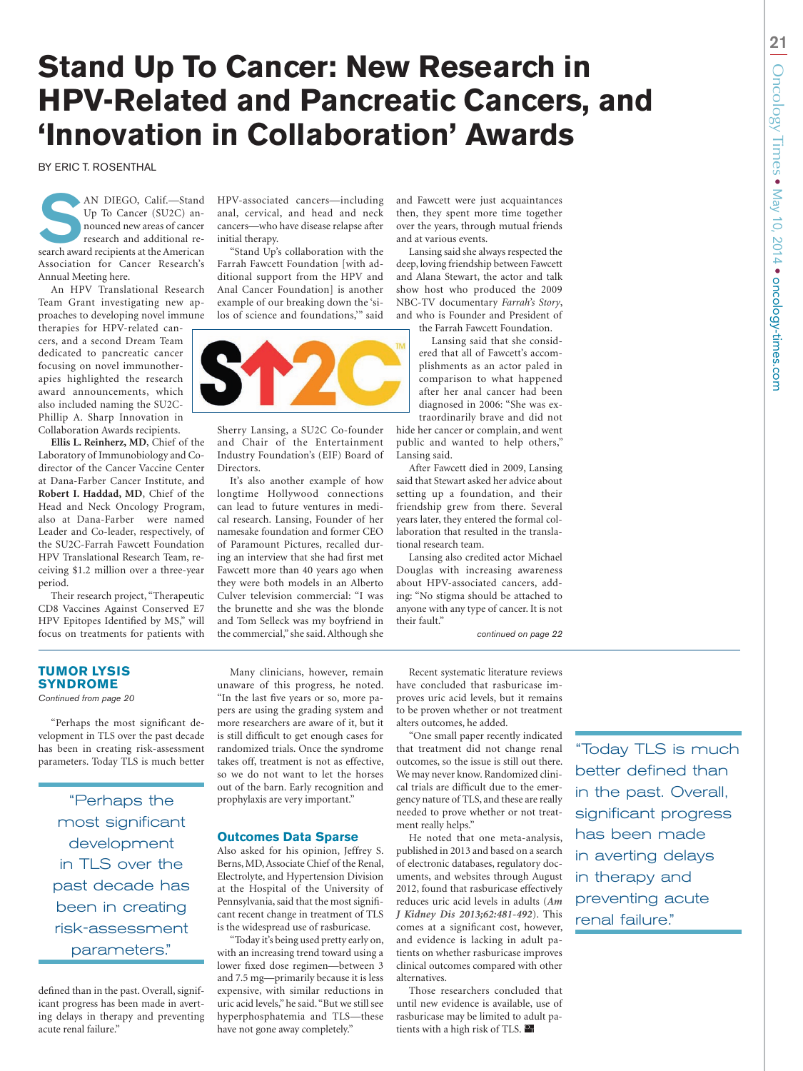# Stand Up To Cancer: New Research in HPV-Related and Pancreatic Cancers, and 'Innovation in Collaboration' Awards

BY ERIC T. ROSENTHAL

SAN DIEGO, Calif.—Stand Up To Cancer (SU2C) announced new areas of cancer research and additional research award recipients at the American Association for Cancer Research's Annual Meeting here.

An HPV Translational Research Team Grant investigating new approaches to developing novel immune therapies for HPV-related cancers, and a second Dream Team dedicated to pancreatic cancer focusing on novel immunotherapies highlighted the research award announcements, which also included naming the SU2C-Phillip A. Sharp Innovation in Collaboration Awards recipients.

**Ellis L. Reinherz, MD**, Chief of the Laboratory of Immunobiology and Co-director of the Cancer Vaccine Center at Dana-Farber Cancer Institute, and **Robert I. Haddad, MD**, Chief of the Head and Neck Oncology Program, also at Dana-Farber were named Leader and Co-leader, respectively, of the SU2C-Farrah Fawcett Foundation HPV Translational Research Team, receiving $1.2 million over a three-year period.

Their research project, "Therapeutic CD8 Vaccines Against Conserved E7 HPV Epitopes Identified by MS," will focus on treatments for patients with HPV-associated cancers—including anal, cervical, and head and neck cancers—who have disease relapse after initial therapy.

"Stand Up's collaboration with the Farrah Fawcett Foundation [with additional support from the HPV and Anal Cancer Foundation] is another example of our breaking down the 'silos of science and foundations,'" said Sherry Lansing, a SU2C Co-founder and Chair of the Entertainment Industry Foundation's (EIF) Board of Directors.

It's also another example of how longtime Hollywood connections can lead to future ventures in medical research. Lansing, Founder of her namesake foundation and former CEO of Paramount Pictures, recalled during an interview that she had first met Fawcett more than 40 years ago when they were both models in an Alberto Culver television commercial: "I was the brunette and she was the blonde and Tom Selleck was my boyfriend in the commercial," she said. Although she and Fawcett were just acquaintances then, they spent more time together over the years, through mutual friends and at various events.

Lansing said she always respected the deep, loving friendship between Fawcett and Alana Stewart, the actor and talk show host who produced the 2009 NBC-TV documentary *Farrah's Story*, and who is Founder and President of the Farrah Fawcett Foundation.

Lansing said that she considered that all of Fawcett's accomplishments as an actor paled in comparison to what happened after her anal cancer had been diagnosed in 2006: "She was extraordinarily brave and did not hide her cancer or complain, and went public and wanted to help others," Lansing said.

After Fawcett died in 2009, Lansing said that Stewart asked her advice about setting up a foundation, and their friendship grew from there. Several years later, they entered the formal collaboration that resulted in the translational research team.

Lansing also credited actor Michael Douglas with increasing awareness about HPV-associated cancers, adding: "No stigma should be attached to anyone with any type of cancer. It is not their fault."

*continued on page 22*

---

## TUMOR LYSIS SYNDROME

*Continued from page 20*

"Perhaps the most significant development in TLS over the past decade has been in creating risk-assessment parameters. Today TLS is much better defined than in the past. Overall, significant progress has been made in averting delays in therapy and preventing acute renal failure."

> "Perhaps the most significant development in TLS over the past decade has been in creating risk-assessment parameters."

Many clinicians, however, remain unaware of this progress, he noted. "In the last five years or so, more papers are using the grading system and more researchers are aware of it, but it is still difficult to get enough cases for randomized trials. Once the syndrome takes off, treatment is not as effective, so we do not want to let the horses out of the barn. Early recognition and prophylaxis are very important."

### Outcomes Data Sparse

Also asked for his opinion, Jeffrey S. Berns, MD, Associate Chief of the Renal, Electrolyte, and Hypertension Division at the Hospital of the University of Pennsylvania, said that the most significant recent change in treatment of TLS is the widespread use of rasburicase.

"Today it's being used pretty early on, with an increasing trend toward using a lower fixed dose regimen—between 3 and 7.5 mg—primarily because it is less expensive, with similar reductions in uric acid levels," he said. "But we still see hyperphosphatemia and TLS—these have not gone away completely."

Recent systematic literature reviews have concluded that rasburicase improves uric acid levels, but it remains to be proven whether or not treatment alters outcomes, he added.

"One small paper recently indicated that treatment did not change renal outcomes, so the issue is still out there. We may never know. Randomized clinical trials are difficult due to the emergency nature of TLS, and these are really needed to prove whether or not treatment really helps."

He noted that one meta-analysis, published in 2013 and based on a search of electronic databases, regulatory documents, and websites through August 2012, found that rasburicase effectively reduces uric acid levels in adults (*Am J Kidney Dis 2013;62:481-492*). This comes at a significant cost, however, and evidence is lacking in adult patients on whether rasburicase improves clinical outcomes compared with other alternatives.

Those researchers concluded that until new evidence is available, use of rasburicase may be limited to adult patients with a high risk of TLS.

> "Today TLS is much better defined than in the past. Overall, significant progress has been made in averting delays in therapy and preventing acute renal failure."